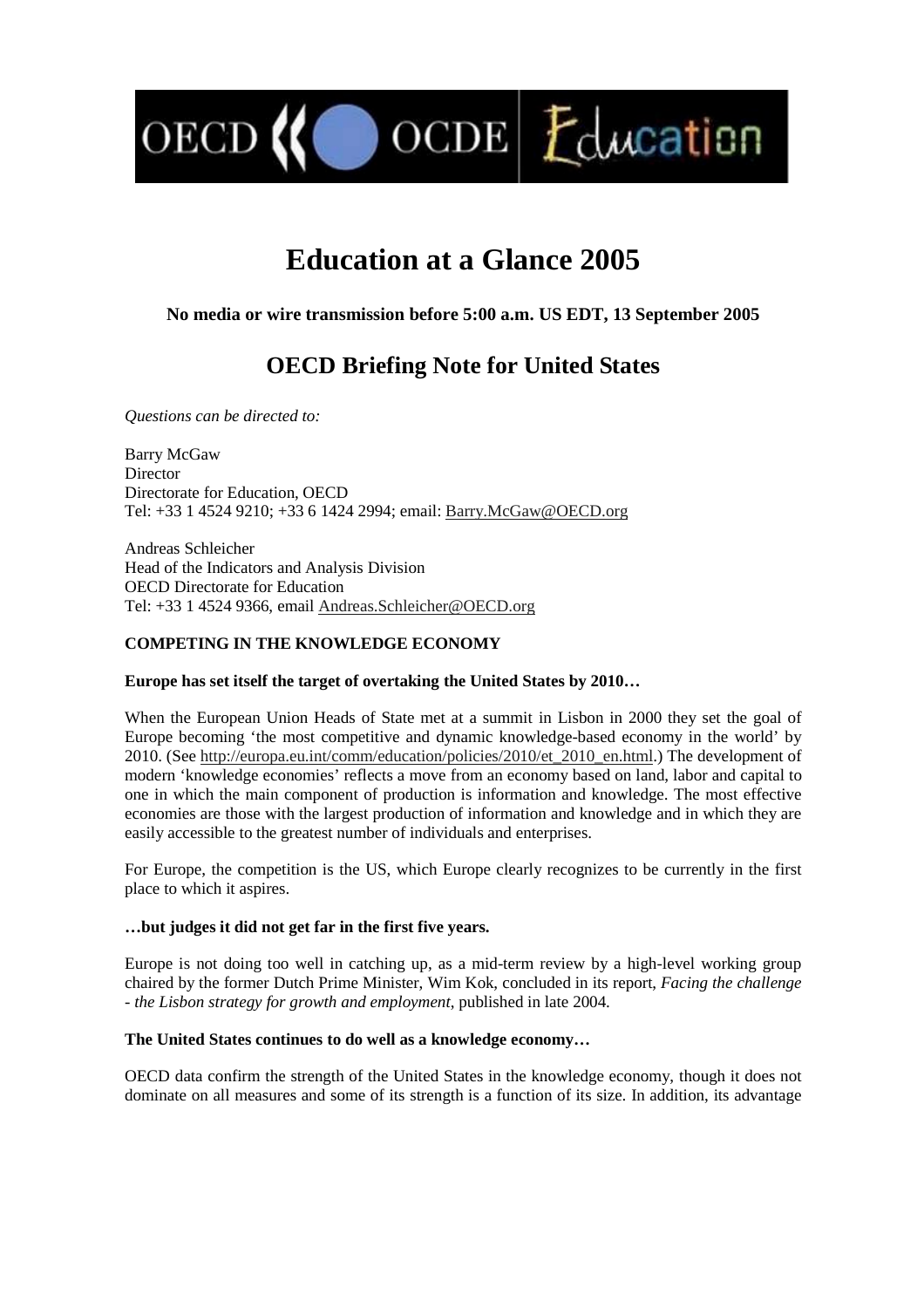# Education at a Glance 2005

**No media or wire transmission before 5:00 a.m. US EDT, 13 September 2005**

## OECD Briefing Note for United States

*Questions can be directed to:*

Barry McGaw
Director
Directorate for Education, OECD
Tel: +33 1 4524 9210; +33 6 1424 2994; email: Barry.McGaw@OECD.org

Andreas Schleicher
Head of the Indicators and Analysis Division
OECD Directorate for Education
Tel: +33 1 4524 9366, email Andreas.Schleicher@OECD.org

**COMPETING IN THE KNOWLEDGE ECONOMY**

**Europe has set itself the target of overtaking the United States by 2010…**

When the European Union Heads of State met at a summit in Lisbon in 2000 they set the goal of Europe becoming 'the most competitive and dynamic knowledge-based economy in the world' by 2010. (See http://europa.eu.int/comm/education/policies/2010/et_2010_en.html.) The development of modern 'knowledge economies' reflects a move from an economy based on land, labor and capital to one in which the main component of production is information and knowledge. The most effective economies are those with the largest production of information and knowledge and in which they are easily accessible to the greatest number of individuals and enterprises.

For Europe, the competition is the US, which Europe clearly recognizes to be currently in the first place to which it aspires.

**…but judges it did not get far in the first five years.**

Europe is not doing too well in catching up, as a mid-term review by a high-level working group chaired by the former Dutch Prime Minister, Wim Kok, concluded in its report, *Facing the challenge - the Lisbon strategy for growth and employment*, published in late 2004.

**The United States continues to do well as a knowledge economy…**

OECD data confirm the strength of the United States in the knowledge economy, though it does not dominate on all measures and some of its strength is a function of its size. In addition, its advantage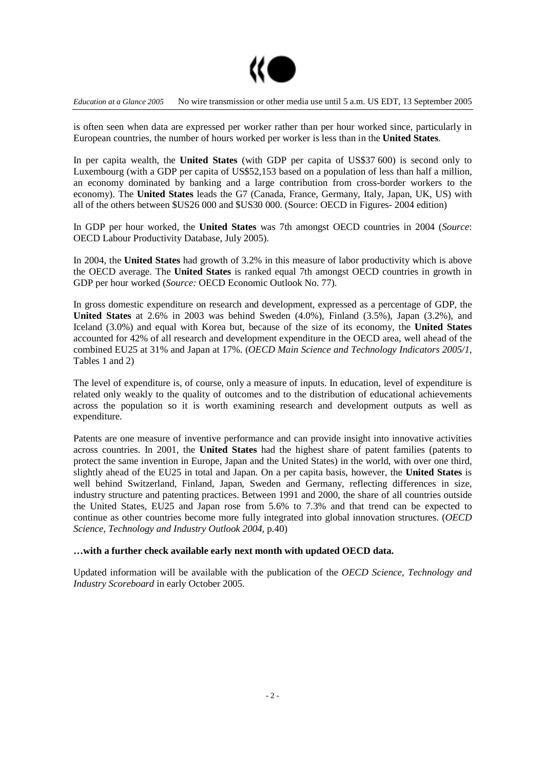is often seen when data are expressed per worker rather than per hour worked since, particularly in European countries, the number of hours worked per worker is less than in the **United States**.

In per capita wealth, the **United States** (with GDP per capita of US$37 600) is second only to Luxembourg (with a GDP per capita of US$52,153 based on a population of less than half a million, an economy dominated by banking and a large contribution from cross-border workers to the economy). The **United States** leads the G7 (Canada, France, Germany, Italy, Japan, UK, US) with all of the others between $US26 000 and $US30 000. (Source: OECD in Figures- 2004 edition)

In GDP per hour worked, the **United States** was 7th amongst OECD countries in 2004 (*Source*: OECD Labour Productivity Database, July 2005).

In 2004, the **United States** had growth of 3.2% in this measure of labor productivity which is above the OECD average. The **United States** is ranked equal 7th amongst OECD countries in growth in GDP per hour worked (*Source:* OECD Economic Outlook No. 77).

In gross domestic expenditure on research and development, expressed as a percentage of GDP, the **United States** at 2.6% in 2003 was behind Sweden (4.0%), Finland (3.5%), Japan (3.2%), and Iceland (3.0%) and equal with Korea but, because of the size of its economy, the **United States** accounted for 42% of all research and development expenditure in the OECD area, well ahead of the combined EU25 at 31% and Japan at 17%. (*OECD Main Science and Technology Indicators 2005/1*, Tables 1 and 2)

The level of expenditure is, of course, only a measure of inputs. In education, level of expenditure is related only weakly to the quality of outcomes and to the distribution of educational achievements across the population so it is worth examining research and development outputs as well as expenditure.

Patents are one measure of inventive performance and can provide insight into innovative activities across countries. In 2001, the **United States** had the highest share of patent families (patents to protect the same invention in Europe, Japan and the United States) in the world, with over one third, slightly ahead of the EU25 in total and Japan. On a per capita basis, however, the **United States** is well behind Switzerland, Finland, Japan, Sweden and Germany, reflecting differences in size, industry structure and patenting practices. Between 1991 and 2000, the share of all countries outside the United States, EU25 and Japan rose from 5.6% to 7.3% and that trend can be expected to continue as other countries become more fully integrated into global innovation structures. (*OECD Science, Technology and Industry Outlook 2004*, p.40)

**…with a further check available early next month with updated OECD data.**

Updated information will be available with the publication of the *OECD Science, Technology and Industry Scoreboard* in early October 2005.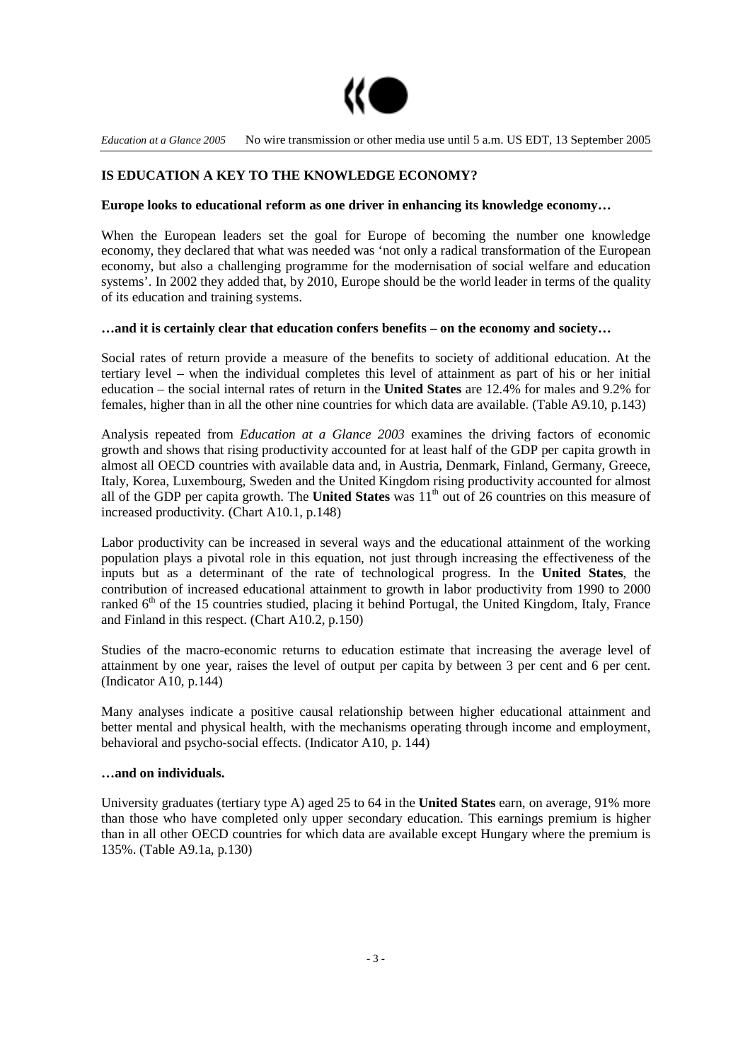## IS EDUCATION A KEY TO THE KNOWLEDGE ECONOMY?

**Europe looks to educational reform as one driver in enhancing its knowledge economy…**

When the European leaders set the goal for Europe of becoming the number one knowledge economy, they declared that what was needed was 'not only a radical transformation of the European economy, but also a challenging programme for the modernisation of social welfare and education systems'. In 2002 they added that, by 2010, Europe should be the world leader in terms of the quality of its education and training systems.

**…and it is certainly clear that education confers benefits – on the economy and society…**

Social rates of return provide a measure of the benefits to society of additional education. At the tertiary level – when the individual completes this level of attainment as part of his or her initial education – the social internal rates of return in the **United States** are 12.4% for males and 9.2% for females, higher than in all the other nine countries for which data are available. (Table A9.10, p.143)

Analysis repeated from *Education at a Glance 2003* examines the driving factors of economic growth and shows that rising productivity accounted for at least half of the GDP per capita growth in almost all OECD countries with available data and, in Austria, Denmark, Finland, Germany, Greece, Italy, Korea, Luxembourg, Sweden and the United Kingdom rising productivity accounted for almost all of the GDP per capita growth. The **United States** was 11th out of 26 countries on this measure of increased productivity. (Chart A10.1, p.148)

Labor productivity can be increased in several ways and the educational attainment of the working population plays a pivotal role in this equation, not just through increasing the effectiveness of the inputs but as a determinant of the rate of technological progress. In the **United States**, the contribution of increased educational attainment to growth in labor productivity from 1990 to 2000 ranked 6th of the 15 countries studied, placing it behind Portugal, the United Kingdom, Italy, France and Finland in this respect. (Chart A10.2, p.150)

Studies of the macro-economic returns to education estimate that increasing the average level of attainment by one year, raises the level of output per capita by between 3 per cent and 6 per cent. (Indicator A10, p.144)

Many analyses indicate a positive causal relationship between higher educational attainment and better mental and physical health, with the mechanisms operating through income and employment, behavioral and psycho-social effects. (Indicator A10, p. 144)

**…and on individuals.**

University graduates (tertiary type A) aged 25 to 64 in the **United States** earn, on average, 91% more than those who have completed only upper secondary education. This earnings premium is higher than in all other OECD countries for which data are available except Hungary where the premium is 135%. (Table A9.1a, p.130)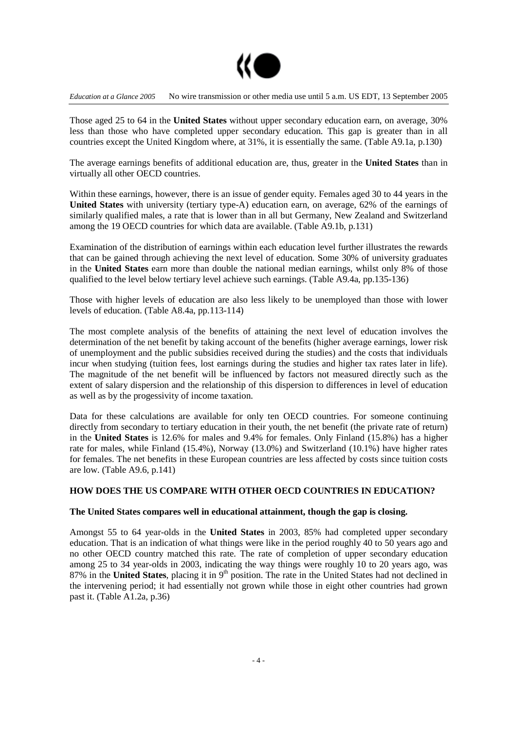Those aged 25 to 64 in the **United States** without upper secondary education earn, on average, 30% less than those who have completed upper secondary education. This gap is greater than in all countries except the United Kingdom where, at 31%, it is essentially the same. (Table A9.1a, p.130)

The average earnings benefits of additional education are, thus, greater in the **United States** than in virtually all other OECD countries.

Within these earnings, however, there is an issue of gender equity. Females aged 30 to 44 years in the **United States** with university (tertiary type-A) education earn, on average, 62% of the earnings of similarly qualified males, a rate that is lower than in all but Germany, New Zealand and Switzerland among the 19 OECD countries for which data are available. (Table A9.1b, p.131)

Examination of the distribution of earnings within each education level further illustrates the rewards that can be gained through achieving the next level of education. Some 30% of university graduates in the **United States** earn more than double the national median earnings, whilst only 8% of those qualified to the level below tertiary level achieve such earnings. (Table A9.4a, pp.135-136)

Those with higher levels of education are also less likely to be unemployed than those with lower levels of education. (Table A8.4a, pp.113-114)

The most complete analysis of the benefits of attaining the next level of education involves the determination of the net benefit by taking account of the benefits (higher average earnings, lower risk of unemployment and the public subsidies received during the studies) and the costs that individuals incur when studying (tuition fees, lost earnings during the studies and higher tax rates later in life). The magnitude of the net benefit will be influenced by factors not measured directly such as the extent of salary dispersion and the relationship of this dispersion to differences in level of education as well as by the progessivity of income taxation.

Data for these calculations are available for only ten OECD countries. For someone continuing directly from secondary to tertiary education in their youth, the net benefit (the private rate of return) in the **United States** is 12.6% for males and 9.4% for females. Only Finland (15.8%) has a higher rate for males, while Finland (15.4%), Norway (13.0%) and Switzerland (10.1%) have higher rates for females. The net benefits in these European countries are less affected by costs since tuition costs are low. (Table A9.6, p.141)

## HOW DOES THE US COMPARE WITH OTHER OECD COUNTRIES IN EDUCATION?

### The United States compares well in educational attainment, though the gap is closing.

Amongst 55 to 64 year-olds in the **United States** in 2003, 85% had completed upper secondary education. That is an indication of what things were like in the period roughly 40 to 50 years ago and no other OECD country matched this rate. The rate of completion of upper secondary education among 25 to 34 year-olds in 2003, indicating the way things were roughly 10 to 20 years ago, was 87% in the **United States**, placing it in 9th position. The rate in the United States had not declined in the intervening period; it had essentially not grown while those in eight other countries had grown past it. (Table A1.2a, p.36)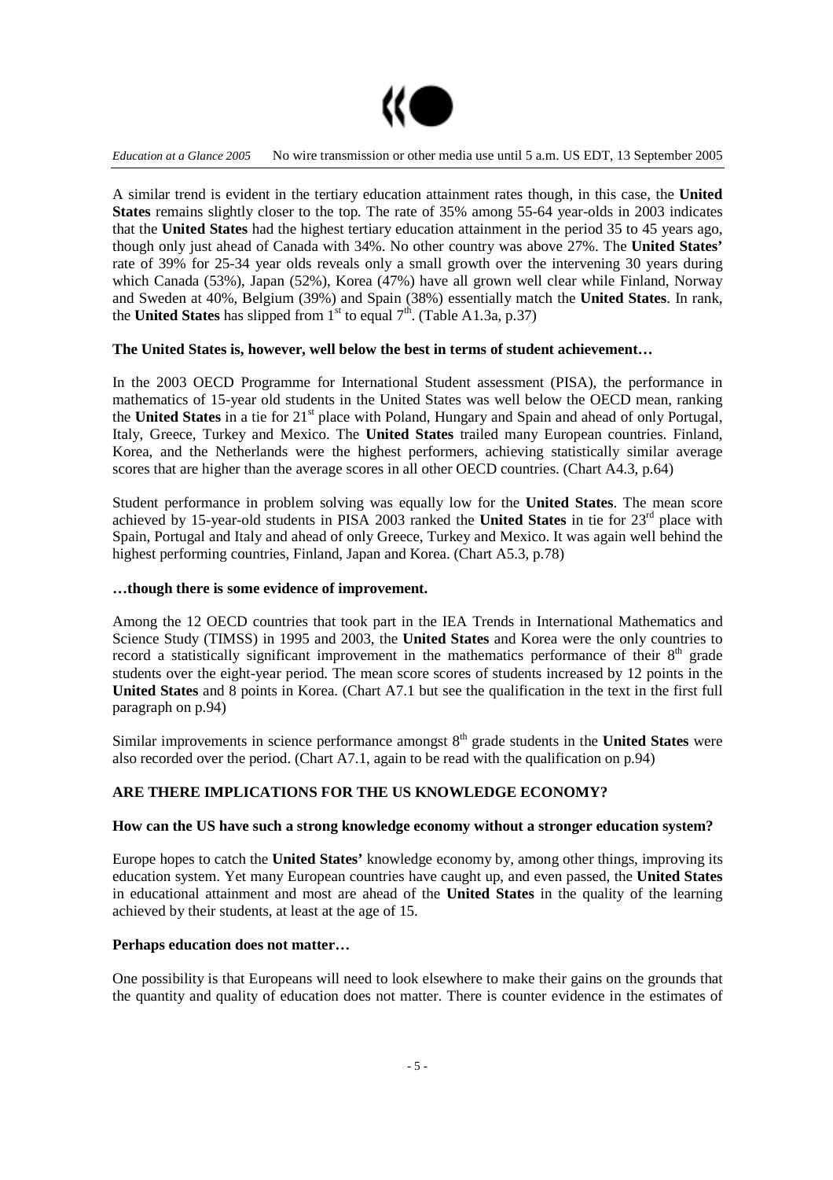A similar trend is evident in the tertiary education attainment rates though, in this case, the **United States** remains slightly closer to the top. The rate of 35% among 55-64 year-olds in 2003 indicates that the **United States** had the highest tertiary education attainment in the period 35 to 45 years ago, though only just ahead of Canada with 34%. No other country was above 27%. The **United States'** rate of 39% for 25-34 year olds reveals only a small growth over the intervening 30 years during which Canada (53%), Japan (52%), Korea (47%) have all grown well clear while Finland, Norway and Sweden at 40%, Belgium (39%) and Spain (38%) essentially match the **United States**. In rank, the **United States** has slipped from 1st to equal 7th. (Table A1.3a, p.37)

**The United States is, however, well below the best in terms of student achievement…**

In the 2003 OECD Programme for International Student assessment (PISA), the performance in mathematics of 15-year old students in the United States was well below the OECD mean, ranking the **United States** in a tie for 21st place with Poland, Hungary and Spain and ahead of only Portugal, Italy, Greece, Turkey and Mexico. The **United States** trailed many European countries. Finland, Korea, and the Netherlands were the highest performers, achieving statistically similar average scores that are higher than the average scores in all other OECD countries. (Chart A4.3, p.64)

Student performance in problem solving was equally low for the **United States**. The mean score achieved by 15-year-old students in PISA 2003 ranked the **United States** in tie for 23rd place with Spain, Portugal and Italy and ahead of only Greece, Turkey and Mexico. It was again well behind the highest performing countries, Finland, Japan and Korea. (Chart A5.3, p.78)

**…though there is some evidence of improvement.**

Among the 12 OECD countries that took part in the IEA Trends in International Mathematics and Science Study (TIMSS) in 1995 and 2003, the **United States** and Korea were the only countries to record a statistically significant improvement in the mathematics performance of their 8th grade students over the eight-year period. The mean score scores of students increased by 12 points in the **United States** and 8 points in Korea. (Chart A7.1 but see the qualification in the text in the first full paragraph on p.94)

Similar improvements in science performance amongst 8th grade students in the **United States** were also recorded over the period. (Chart A7.1, again to be read with the qualification on p.94)

**ARE THERE IMPLICATIONS FOR THE US KNOWLEDGE ECONOMY?**

**How can the US have such a strong knowledge economy without a stronger education system?**

Europe hopes to catch the **United States'** knowledge economy by, among other things, improving its education system. Yet many European countries have caught up, and even passed, the **United States** in educational attainment and most are ahead of the **United States** in the quality of the learning achieved by their students, at least at the age of 15.

**Perhaps education does not matter…**

One possibility is that Europeans will need to look elsewhere to make their gains on the grounds that the quantity and quality of education does not matter. There is counter evidence in the estimates of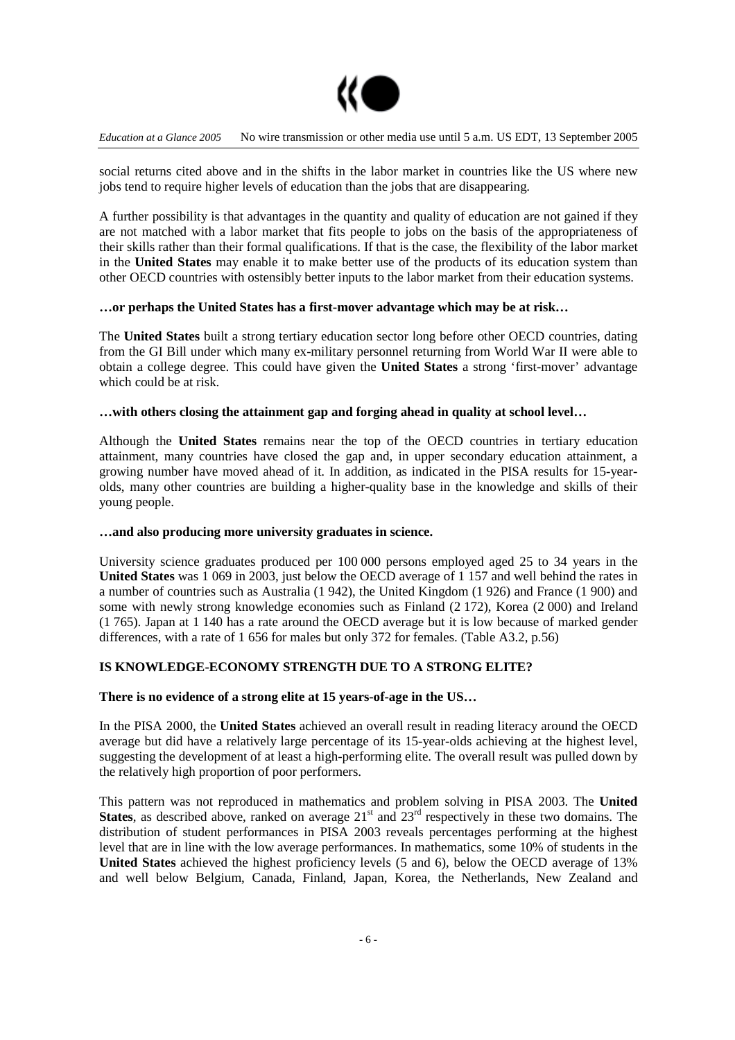social returns cited above and in the shifts in the labor market in countries like the US where new jobs tend to require higher levels of education than the jobs that are disappearing.

A further possibility is that advantages in the quantity and quality of education are not gained if they are not matched with a labor market that fits people to jobs on the basis of the appropriateness of their skills rather than their formal qualifications. If that is the case, the flexibility of the labor market in the **United States** may enable it to make better use of the products of its education system than other OECD countries with ostensibly better inputs to the labor market from their education systems.

**…or perhaps the United States has a first-mover advantage which may be at risk…**

The **United States** built a strong tertiary education sector long before other OECD countries, dating from the GI Bill under which many ex-military personnel returning from World War II were able to obtain a college degree. This could have given the **United States** a strong 'first-mover' advantage which could be at risk.

**…with others closing the attainment gap and forging ahead in quality at school level…**

Although the **United States** remains near the top of the OECD countries in tertiary education attainment, many countries have closed the gap and, in upper secondary education attainment, a growing number have moved ahead of it. In addition, as indicated in the PISA results for 15-year-olds, many other countries are building a higher-quality base in the knowledge and skills of their young people.

**…and also producing more university graduates in science.**

University science graduates produced per 100 000 persons employed aged 25 to 34 years in the **United States** was 1 069 in 2003, just below the OECD average of 1 157 and well behind the rates in a number of countries such as Australia (1 942), the United Kingdom (1 926) and France (1 900) and some with newly strong knowledge economies such as Finland (2 172), Korea (2 000) and Ireland (1 765). Japan at 1 140 has a rate around the OECD average but it is low because of marked gender differences, with a rate of 1 656 for males but only 372 for females. (Table A3.2, p.56)

## IS KNOWLEDGE-ECONOMY STRENGTH DUE TO A STRONG ELITE?

**There is no evidence of a strong elite at 15 years-of-age in the US…**

In the PISA 2000, the **United States** achieved an overall result in reading literacy around the OECD average but did have a relatively large percentage of its 15-year-olds achieving at the highest level, suggesting the development of at least a high-performing elite. The overall result was pulled down by the relatively high proportion of poor performers.

This pattern was not reproduced in mathematics and problem solving in PISA 2003. The **United States**, as described above, ranked on average 21st and 23rd respectively in these two domains. The distribution of student performances in PISA 2003 reveals percentages performing at the highest level that are in line with the low average performances. In mathematics, some 10% of students in the **United States** achieved the highest proficiency levels (5 and 6), below the OECD average of 13% and well below Belgium, Canada, Finland, Japan, Korea, the Netherlands, New Zealand and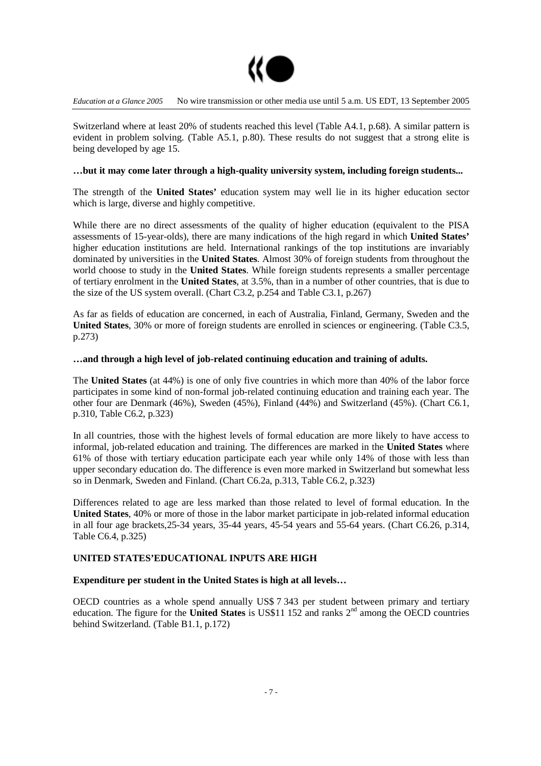Switzerland where at least 20% of students reached this level (Table A4.1, p.68). A similar pattern is evident in problem solving. (Table A5.1, p.80). These results do not suggest that a strong elite is being developed by age 15.

**…but it may come later through a high-quality university system, including foreign students...**

The strength of the **United States'** education system may well lie in its higher education sector which is large, diverse and highly competitive.

While there are no direct assessments of the quality of higher education (equivalent to the PISA assessments of 15-year-olds), there are many indications of the high regard in which **United States'** higher education institutions are held. International rankings of the top institutions are invariably dominated by universities in the **United States**. Almost 30% of foreign students from throughout the world choose to study in the **United States**. While foreign students represents a smaller percentage of tertiary enrolment in the **United States**, at 3.5%, than in a number of other countries, that is due to the size of the US system overall. (Chart C3.2, p.254 and Table C3.1, p.267)

As far as fields of education are concerned, in each of Australia, Finland, Germany, Sweden and the **United States**, 30% or more of foreign students are enrolled in sciences or engineering. (Table C3.5, p.273)

**…and through a high level of job-related continuing education and training of adults.**

The **United States** (at 44%) is one of only five countries in which more than 40% of the labor force participates in some kind of non-formal job-related continuing education and training each year. The other four are Denmark (46%), Sweden (45%), Finland (44%) and Switzerland (45%). (Chart C6.1, p.310, Table C6.2, p.323)

In all countries, those with the highest levels of formal education are more likely to have access to informal, job-related education and training. The differences are marked in the **United States** where 61% of those with tertiary education participate each year while only 14% of those with less than upper secondary education do. The difference is even more marked in Switzerland but somewhat less so in Denmark, Sweden and Finland. (Chart C6.2a, p.313, Table C6.2, p.323)

Differences related to age are less marked than those related to level of formal education. In the **United States**, 40% or more of those in the labor market participate in job-related informal education in all four age brackets,25-34 years, 35-44 years, 45-54 years and 55-64 years. (Chart C6.26, p.314, Table C6.4, p.325)

**UNITED STATES'EDUCATIONAL INPUTS ARE HIGH**

**Expenditure per student in the United States is high at all levels…**

OECD countries as a whole spend annually US$ 7 343 per student between primary and tertiary education. The figure for the **United States** is US$11 152 and ranks 2nd among the OECD countries behind Switzerland. (Table B1.1, p.172)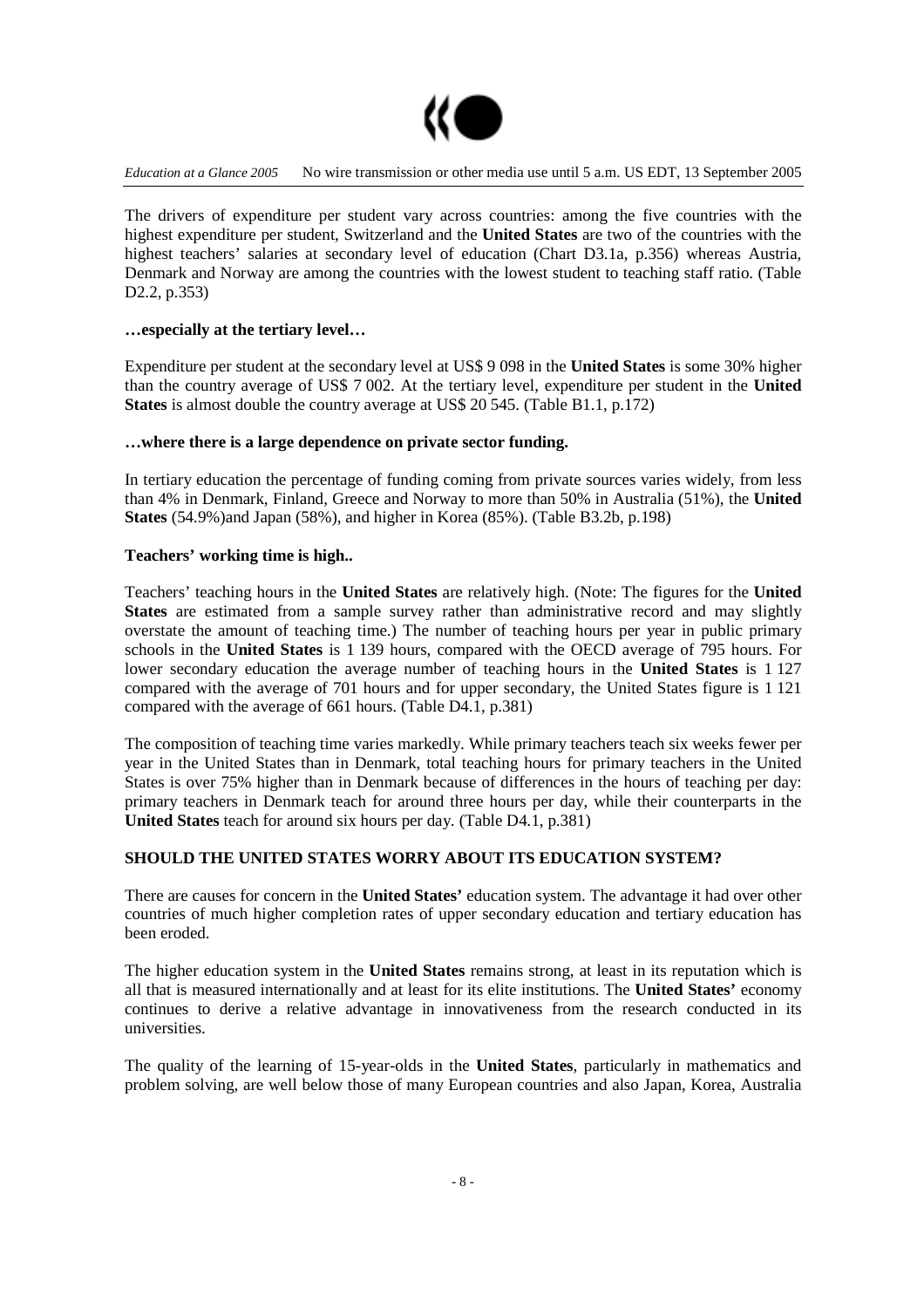The drivers of expenditure per student vary across countries: among the five countries with the highest expenditure per student, Switzerland and the **United States** are two of the countries with the highest teachers' salaries at secondary level of education (Chart D3.1a, p.356) whereas Austria, Denmark and Norway are among the countries with the lowest student to teaching staff ratio. (Table D2.2, p.353)

**…especially at the tertiary level…**

Expenditure per student at the secondary level at US$ 9 098 in the **United States** is some 30% higher than the country average of US$ 7 002. At the tertiary level, expenditure per student in the **United States** is almost double the country average at US$ 20 545. (Table B1.1, p.172)

**…where there is a large dependence on private sector funding.**

In tertiary education the percentage of funding coming from private sources varies widely, from less than 4% in Denmark, Finland, Greece and Norway to more than 50% in Australia (51%), the **United States** (54.9%)and Japan (58%), and higher in Korea (85%). (Table B3.2b, p.198)

**Teachers' working time is high..**

Teachers' teaching hours in the **United States** are relatively high. (Note: The figures for the **United States** are estimated from a sample survey rather than administrative record and may slightly overstate the amount of teaching time.) The number of teaching hours per year in public primary schools in the **United States** is 1 139 hours, compared with the OECD average of 795 hours. For lower secondary education the average number of teaching hours in the **United States** is 1 127 compared with the average of 701 hours and for upper secondary, the United States figure is 1 121 compared with the average of 661 hours. (Table D4.1, p.381)

The composition of teaching time varies markedly. While primary teachers teach six weeks fewer per year in the United States than in Denmark, total teaching hours for primary teachers in the United States is over 75% higher than in Denmark because of differences in the hours of teaching per day: primary teachers in Denmark teach for around three hours per day, while their counterparts in the **United States** teach for around six hours per day. (Table D4.1, p.381)

**SHOULD THE UNITED STATES WORRY ABOUT ITS EDUCATION SYSTEM?**

There are causes for concern in the **United States'** education system. The advantage it had over other countries of much higher completion rates of upper secondary education and tertiary education has been eroded.

The higher education system in the **United States** remains strong, at least in its reputation which is all that is measured internationally and at least for its elite institutions. The **United States'** economy continues to derive a relative advantage in innovativeness from the research conducted in its universities.

The quality of the learning of 15-year-olds in the **United States**, particularly in mathematics and problem solving, are well below those of many European countries and also Japan, Korea, Australia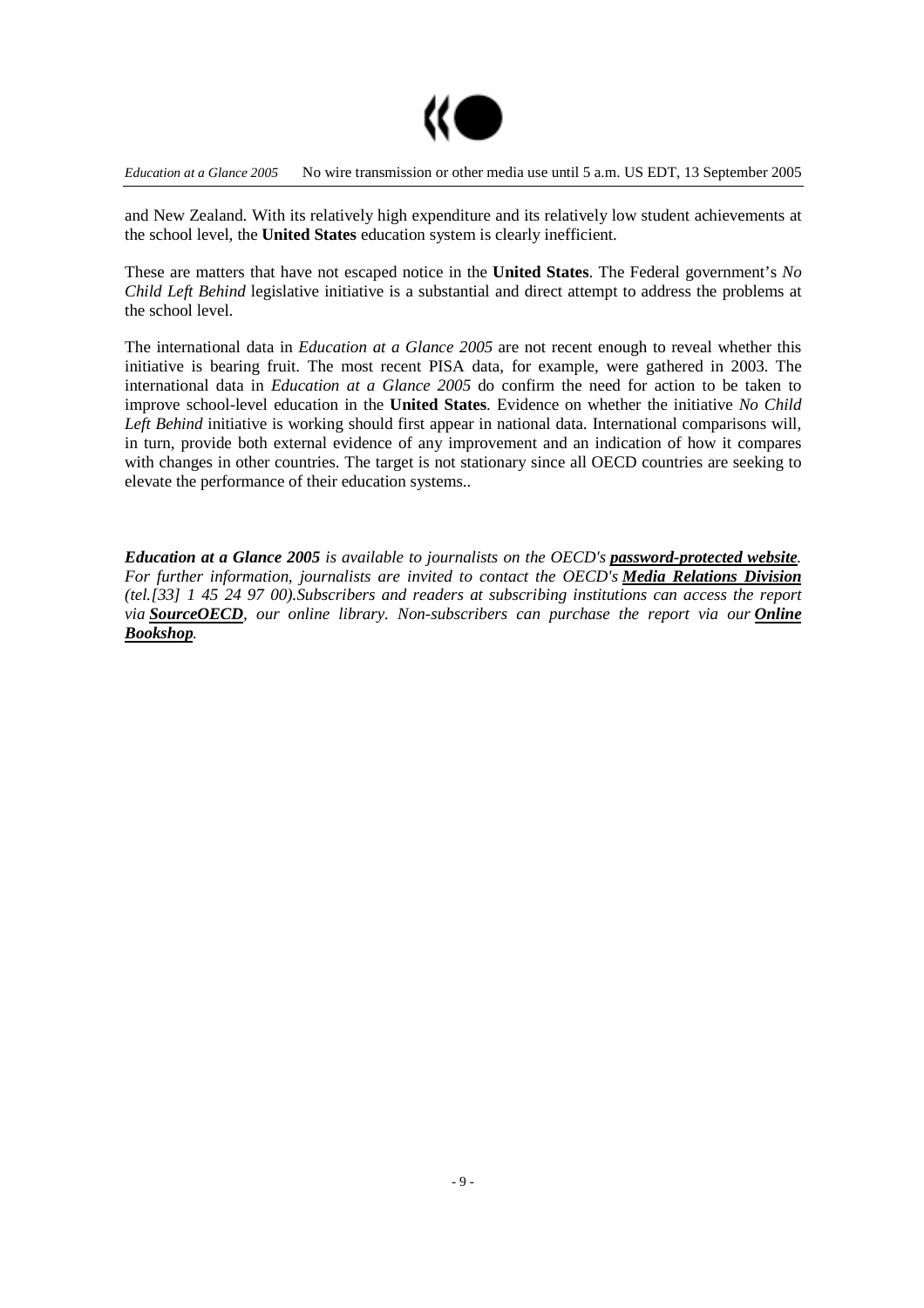and New Zealand. With its relatively high expenditure and its relatively low student achievements at the school level, the **United States** education system is clearly inefficient.

These are matters that have not escaped notice in the **United States**. The Federal government's *No Child Left Behind* legislative initiative is a substantial and direct attempt to address the problems at the school level.

The international data in *Education at a Glance 2005* are not recent enough to reveal whether this initiative is bearing fruit. The most recent PISA data, for example, were gathered in 2003. The international data in *Education at a Glance 2005* do confirm the need for action to be taken to improve school-level education in the **United States**. Evidence on whether the initiative *No Child Left Behind* initiative is working should first appear in national data. International comparisons will, in turn, provide both external evidence of any improvement and an indication of how it compares with changes in other countries. The target is not stationary since all OECD countries are seeking to elevate the performance of their education systems..

***Education at a Glance 2005*** *is available to journalists on the OECD's* ***password-protected website****. For further information, journalists are invited to contact the OECD's* ***Media Relations Division*** *(tel.[33] 1 45 24 97 00).Subscribers and readers at subscribing institutions can access the report via* ***SourceOECD****, our online library. Non-subscribers can purchase the report via our* ***Online Bookshop****.*